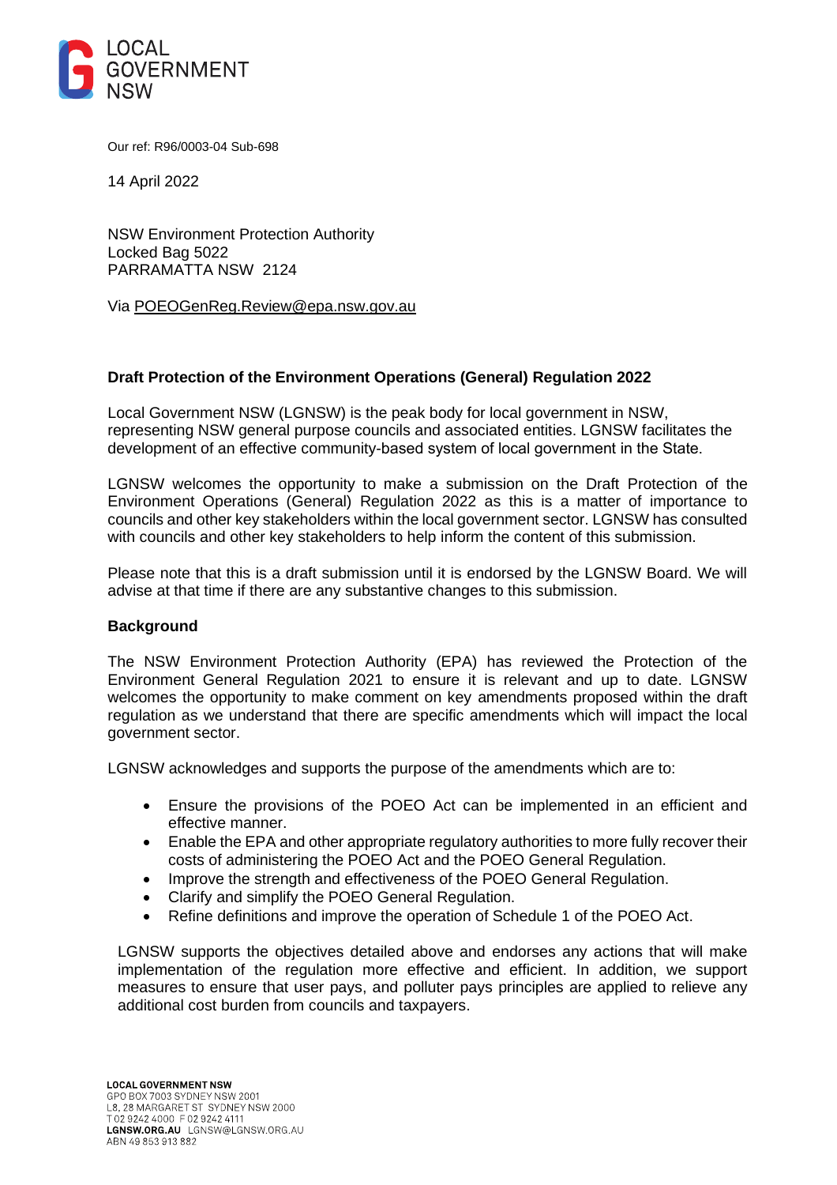LOCAL GOVERNMENT NSW

Our ref: R96/0003-04 Sub-698

14 April 2022

NSW Environment Protection Authority
Locked Bag 5022
PARRAMATTA NSW 2124

Via POEOGenReg.Review@epa.nsw.gov.au

**Draft Protection of the Environment Operations (General) Regulation 2022**

Local Government NSW (LGNSW) is the peak body for local government in NSW, representing NSW general purpose councils and associated entities. LGNSW facilitates the development of an effective community-based system of local government in the State.

LGNSW welcomes the opportunity to make a submission on the Draft Protection of the Environment Operations (General) Regulation 2022 as this is a matter of importance to councils and other key stakeholders within the local government sector. LGNSW has consulted with councils and other key stakeholders to help inform the content of this submission.

Please note that this is a draft submission until it is endorsed by the LGNSW Board. We will advise at that time if there are any substantive changes to this submission.

**Background**

The NSW Environment Protection Authority (EPA) has reviewed the Protection of the Environment General Regulation 2021 to ensure it is relevant and up to date. LGNSW welcomes the opportunity to make comment on key amendments proposed within the draft regulation as we understand that there are specific amendments which will impact the local government sector.

LGNSW acknowledges and supports the purpose of the amendments which are to:

- Ensure the provisions of the POEO Act can be implemented in an efficient and effective manner.
- Enable the EPA and other appropriate regulatory authorities to more fully recover their costs of administering the POEO Act and the POEO General Regulation.
- Improve the strength and effectiveness of the POEO General Regulation.
- Clarify and simplify the POEO General Regulation.
- Refine definitions and improve the operation of Schedule 1 of the POEO Act.

LGNSW supports the objectives detailed above and endorses any actions that will make implementation of the regulation more effective and efficient. In addition, we support measures to ensure that user pays, and polluter pays principles are applied to relieve any additional cost burden from councils and taxpayers.

**LOCAL GOVERNMENT NSW**
GPO BOX 7003 SYDNEY NSW 2001
L8, 28 MARGARET ST SYDNEY NSW 2000
T 02 9242 4000 F 02 9242 4111
**LGNSW.ORG.AU** LGNSW@LGNSW.ORG.AU
ABN 49 853 913 882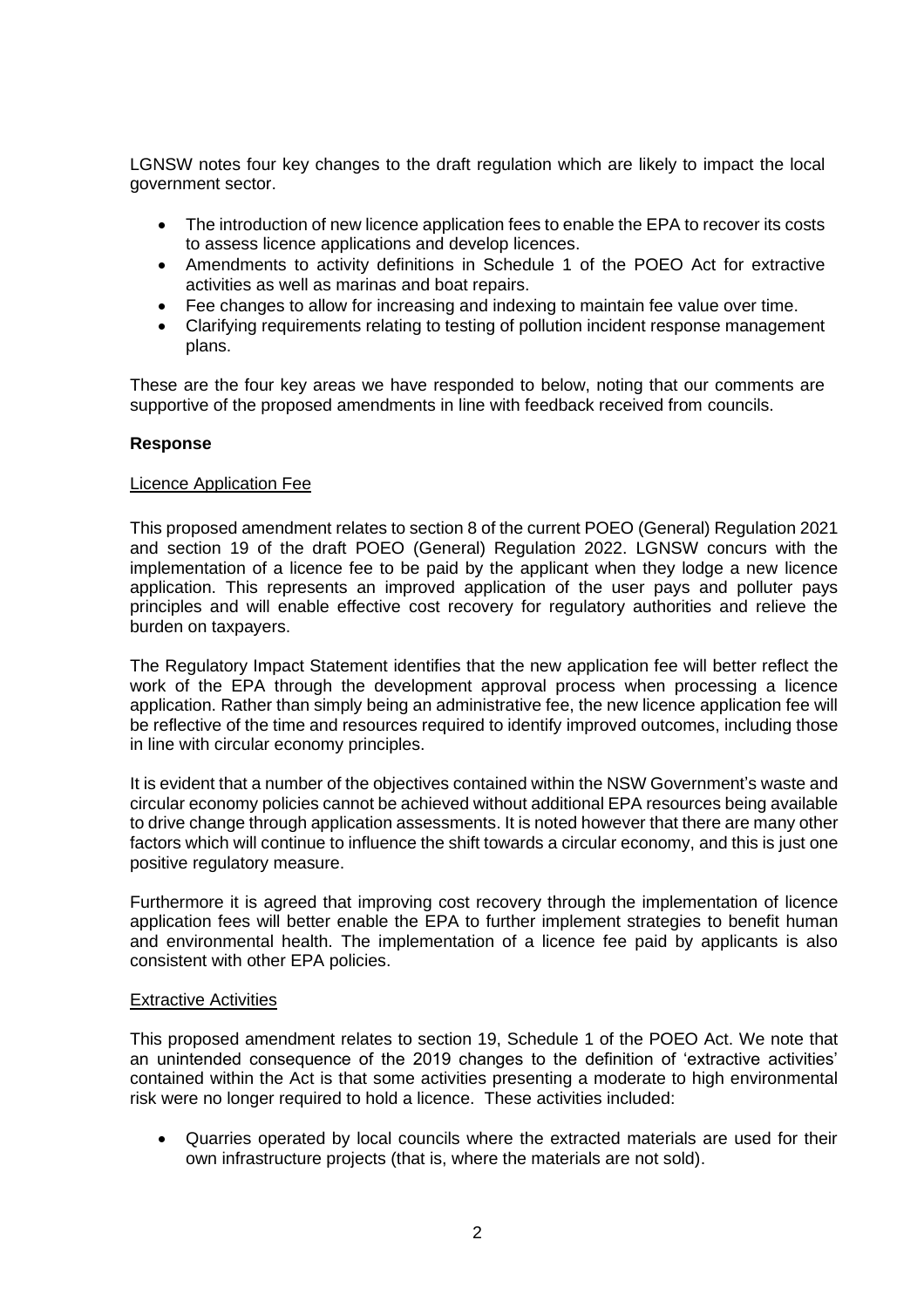LGNSW notes four key changes to the draft regulation which are likely to impact the local government sector.

- The introduction of new licence application fees to enable the EPA to recover its costs to assess licence applications and develop licences.
- Amendments to activity definitions in Schedule 1 of the POEO Act for extractive activities as well as marinas and boat repairs.
- Fee changes to allow for increasing and indexing to maintain fee value over time.
- Clarifying requirements relating to testing of pollution incident response management plans.

These are the four key areas we have responded to below, noting that our comments are supportive of the proposed amendments in line with feedback received from councils.

**Response**

Licence Application Fee

This proposed amendment relates to section 8 of the current POEO (General) Regulation 2021 and section 19 of the draft POEO (General) Regulation 2022. LGNSW concurs with the implementation of a licence fee to be paid by the applicant when they lodge a new licence application. This represents an improved application of the user pays and polluter pays principles and will enable effective cost recovery for regulatory authorities and relieve the burden on taxpayers.

The Regulatory Impact Statement identifies that the new application fee will better reflect the work of the EPA through the development approval process when processing a licence application. Rather than simply being an administrative fee, the new licence application fee will be reflective of the time and resources required to identify improved outcomes, including those in line with circular economy principles.

It is evident that a number of the objectives contained within the NSW Government's waste and circular economy policies cannot be achieved without additional EPA resources being available to drive change through application assessments. It is noted however that there are many other factors which will continue to influence the shift towards a circular economy, and this is just one positive regulatory measure.

Furthermore it is agreed that improving cost recovery through the implementation of licence application fees will better enable the EPA to further implement strategies to benefit human and environmental health. The implementation of a licence fee paid by applicants is also consistent with other EPA policies.

Extractive Activities

This proposed amendment relates to section 19, Schedule 1 of the POEO Act. We note that an unintended consequence of the 2019 changes to the definition of 'extractive activities' contained within the Act is that some activities presenting a moderate to high environmental risk were no longer required to hold a licence. These activities included:

- Quarries operated by local councils where the extracted materials are used for their own infrastructure projects (that is, where the materials are not sold).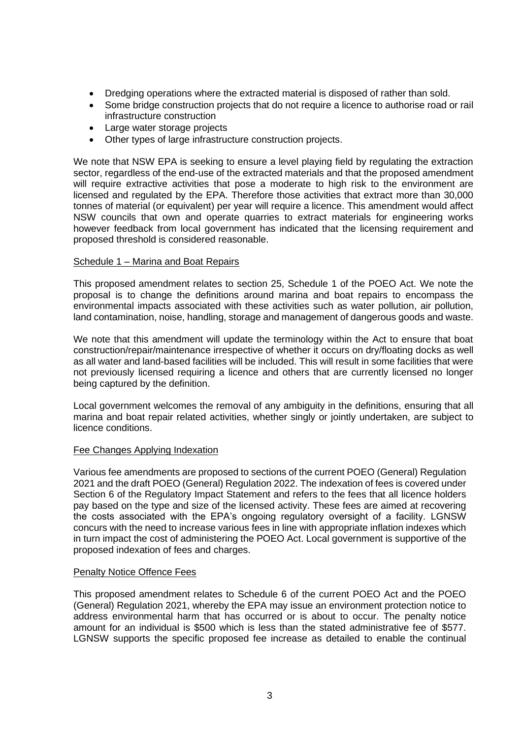- Dredging operations where the extracted material is disposed of rather than sold.
- Some bridge construction projects that do not require a licence to authorise road or rail infrastructure construction
- Large water storage projects
- Other types of large infrastructure construction projects.

We note that NSW EPA is seeking to ensure a level playing field by regulating the extraction sector, regardless of the end-use of the extracted materials and that the proposed amendment will require extractive activities that pose a moderate to high risk to the environment are licensed and regulated by the EPA. Therefore those activities that extract more than 30,000 tonnes of material (or equivalent) per year will require a licence. This amendment would affect NSW councils that own and operate quarries to extract materials for engineering works however feedback from local government has indicated that the licensing requirement and proposed threshold is considered reasonable.

## Schedule 1 – Marina and Boat Repairs

This proposed amendment relates to section 25, Schedule 1 of the POEO Act. We note the proposal is to change the definitions around marina and boat repairs to encompass the environmental impacts associated with these activities such as water pollution, air pollution, land contamination, noise, handling, storage and management of dangerous goods and waste.

We note that this amendment will update the terminology within the Act to ensure that boat construction/repair/maintenance irrespective of whether it occurs on dry/floating docks as well as all water and land-based facilities will be included. This will result in some facilities that were not previously licensed requiring a licence and others that are currently licensed no longer being captured by the definition.

Local government welcomes the removal of any ambiguity in the definitions, ensuring that all marina and boat repair related activities, whether singly or jointly undertaken, are subject to licence conditions.

## Fee Changes Applying Indexation

Various fee amendments are proposed to sections of the current POEO (General) Regulation 2021 and the draft POEO (General) Regulation 2022. The indexation of fees is covered under Section 6 of the Regulatory Impact Statement and refers to the fees that all licence holders pay based on the type and size of the licensed activity. These fees are aimed at recovering the costs associated with the EPA's ongoing regulatory oversight of a facility. LGNSW concurs with the need to increase various fees in line with appropriate inflation indexes which in turn impact the cost of administering the POEO Act. Local government is supportive of the proposed indexation of fees and charges.

## Penalty Notice Offence Fees

This proposed amendment relates to Schedule 6 of the current POEO Act and the POEO (General) Regulation 2021, whereby the EPA may issue an environment protection notice to address environmental harm that has occurred or is about to occur. The penalty notice amount for an individual is $500 which is less than the stated administrative fee of $577. LGNSW supports the specific proposed fee increase as detailed to enable the continual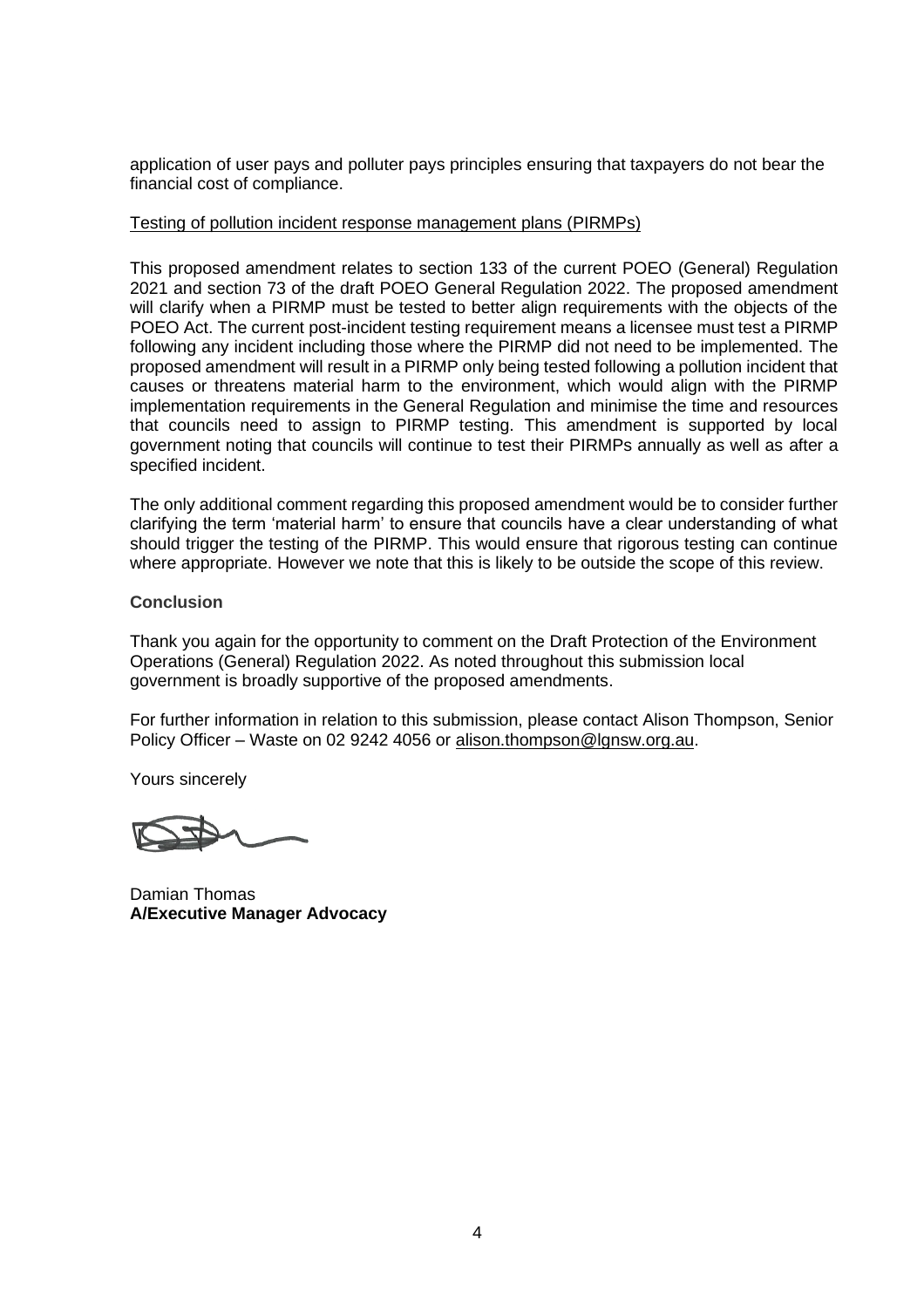application of user pays and polluter pays principles ensuring that taxpayers do not bear the financial cost of compliance.

Testing of pollution incident response management plans (PIRMPs)

This proposed amendment relates to section 133 of the current POEO (General) Regulation 2021 and section 73 of the draft POEO General Regulation 2022. The proposed amendment will clarify when a PIRMP must be tested to better align requirements with the objects of the POEO Act. The current post-incident testing requirement means a licensee must test a PIRMP following any incident including those where the PIRMP did not need to be implemented. The proposed amendment will result in a PIRMP only being tested following a pollution incident that causes or threatens material harm to the environment, which would align with the PIRMP implementation requirements in the General Regulation and minimise the time and resources that councils need to assign to PIRMP testing. This amendment is supported by local government noting that councils will continue to test their PIRMPs annually as well as after a specified incident.

The only additional comment regarding this proposed amendment would be to consider further clarifying the term 'material harm' to ensure that councils have a clear understanding of what should trigger the testing of the PIRMP. This would ensure that rigorous testing can continue where appropriate. However we note that this is likely to be outside the scope of this review.

**Conclusion**

Thank you again for the opportunity to comment on the Draft Protection of the Environment Operations (General) Regulation 2022. As noted throughout this submission local government is broadly supportive of the proposed amendments.

For further information in relation to this submission, please contact Alison Thompson, Senior Policy Officer – Waste on 02 9242 4056 or alison.thompson@lgnsw.org.au.

Yours sincerely

Damian Thomas
**A/Executive Manager Advocacy**